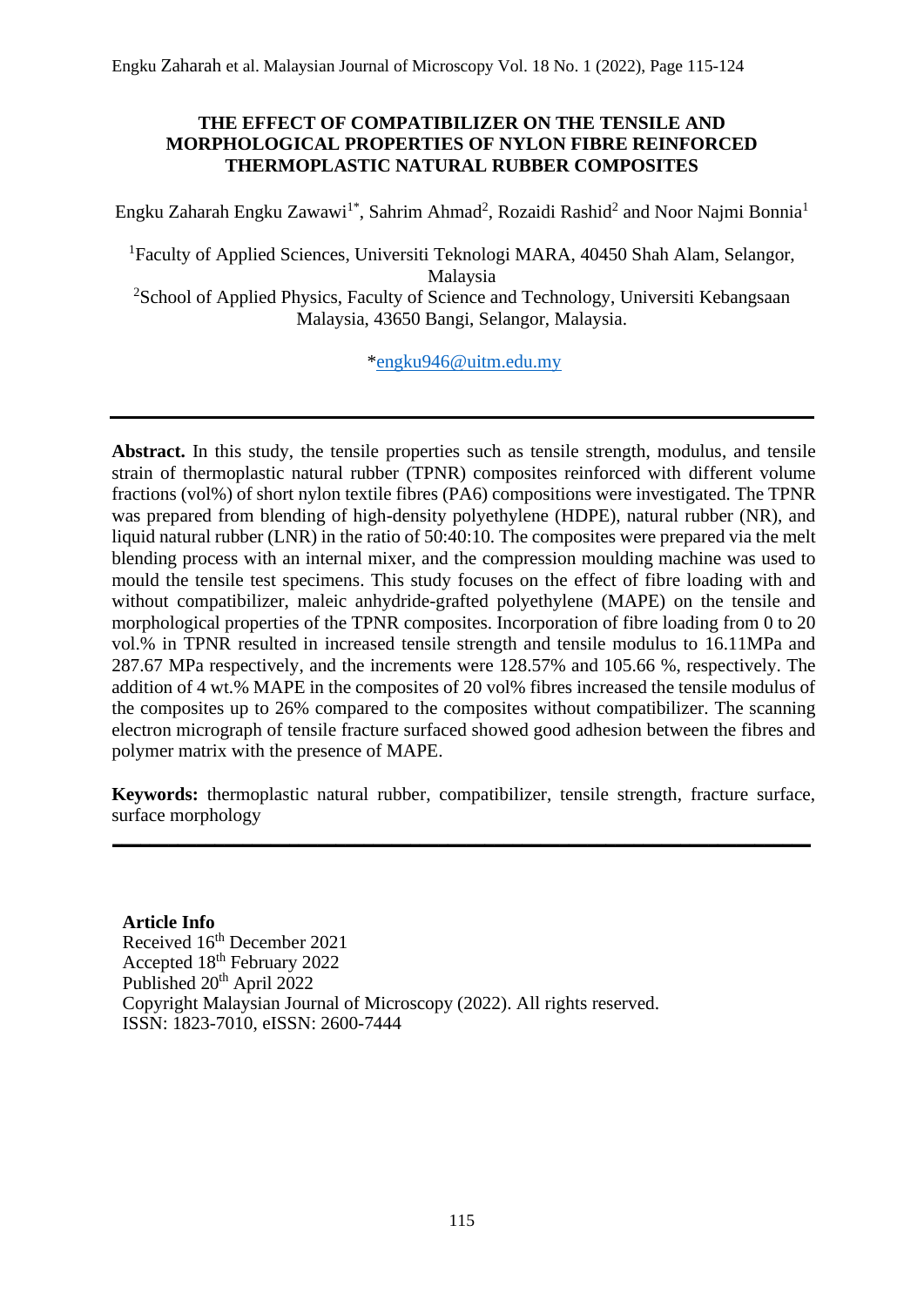# THE EFFECT OF COMPATIBILIZER ON THE TENSILE AND MORPHOLOGICAL PROPERTIES OF NYLON FIBRE REINFORCED THERMOPLASTIC NATURAL RUBBER COMPOSITES

Engku Zaharah Engku Zawawi[1*], Sahrim Ahmad[2], Rozaidi Rashid[2] and Noor Najmi Bonnia[1]

[1]Faculty of Applied Sciences, Universiti Teknologi MARA, 40450 Shah Alam, Selangor, Malaysia

[2]School of Applied Physics, Faculty of Science and Technology, Universiti Kebangsaan Malaysia, 43650 Bangi, Selangor, Malaysia.

*engku946@uitm.edu.my

---

**Abstract.** In this study, the tensile properties such as tensile strength, modulus, and tensile strain of thermoplastic natural rubber (TPNR) composites reinforced with different volume fractions (vol%) of short nylon textile fibres (PA6) compositions were investigated. The TPNR was prepared from blending of high-density polyethylene (HDPE), natural rubber (NR), and liquid natural rubber (LNR) in the ratio of 50:40:10. The composites were prepared via the melt blending process with an internal mixer, and the compression moulding machine was used to mould the tensile test specimens. This study focuses on the effect of fibre loading with and without compatibilizer, maleic anhydride-grafted polyethylene (MAPE) on the tensile and morphological properties of the TPNR composites. Incorporation of fibre loading from 0 to 20 vol.% in TPNR resulted in increased tensile strength and tensile modulus to 16.11MPa and 287.67 MPa respectively, and the increments were 128.57% and 105.66 %, respectively. The addition of 4 wt.% MAPE in the composites of 20 vol% fibres increased the tensile modulus of the composites up to 26% compared to the composites without compatibilizer. The scanning electron micrograph of tensile fracture surfaced showed good adhesion between the fibres and polymer matrix with the presence of MAPE.

**Keywords:** thermoplastic natural rubber, compatibilizer, tensile strength, fracture surface, surface morphology

---

**Article Info**
Received 16th December 2021
Accepted 18th February 2022
Published 20th April 2022
Copyright Malaysian Journal of Microscopy (2022). All rights reserved.
ISSN: 1823-7010, eISSN: 2600-7444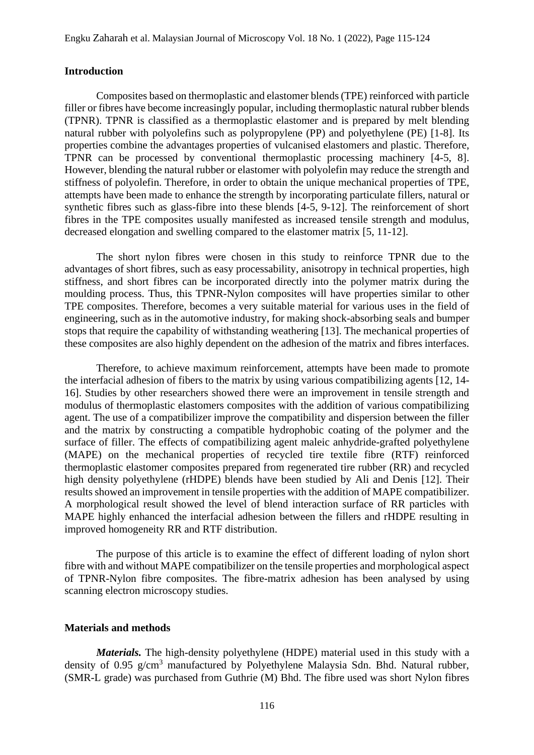## Introduction

Composites based on thermoplastic and elastomer blends (TPE) reinforced with particle filler or fibres have become increasingly popular, including thermoplastic natural rubber blends (TPNR). TPNR is classified as a thermoplastic elastomer and is prepared by melt blending natural rubber with polyolefins such as polypropylene (PP) and polyethylene (PE) [1-8]. Its properties combine the advantages properties of vulcanised elastomers and plastic. Therefore, TPNR can be processed by conventional thermoplastic processing machinery [4-5, 8]. However, blending the natural rubber or elastomer with polyolefin may reduce the strength and stiffness of polyolefin. Therefore, in order to obtain the unique mechanical properties of TPE, attempts have been made to enhance the strength by incorporating particulate fillers, natural or synthetic fibres such as glass-fibre into these blends [4-5, 9-12]. The reinforcement of short fibres in the TPE composites usually manifested as increased tensile strength and modulus, decreased elongation and swelling compared to the elastomer matrix [5, 11-12].

The short nylon fibres were chosen in this study to reinforce TPNR due to the advantages of short fibres, such as easy processability, anisotropy in technical properties, high stiffness, and short fibres can be incorporated directly into the polymer matrix during the moulding process. Thus, this TPNR-Nylon composites will have properties similar to other TPE composites. Therefore, becomes a very suitable material for various uses in the field of engineering, such as in the automotive industry, for making shock-absorbing seals and bumper stops that require the capability of withstanding weathering [13]. The mechanical properties of these composites are also highly dependent on the adhesion of the matrix and fibres interfaces.

Therefore, to achieve maximum reinforcement, attempts have been made to promote the interfacial adhesion of fibers to the matrix by using various compatibilizing agents [12, 14-16]. Studies by other researchers showed there were an improvement in tensile strength and modulus of thermoplastic elastomers composites with the addition of various compatibilizing agent. The use of a compatibilizer improve the compatibility and dispersion between the filler and the matrix by constructing a compatible hydrophobic coating of the polymer and the surface of filler. The effects of compatibilizing agent maleic anhydride-grafted polyethylene (MAPE) on the mechanical properties of recycled tire textile fibre (RTF) reinforced thermoplastic elastomer composites prepared from regenerated tire rubber (RR) and recycled high density polyethylene (rHDPE) blends have been studied by Ali and Denis [12]. Their results showed an improvement in tensile properties with the addition of MAPE compatibilizer. A morphological result showed the level of blend interaction surface of RR particles with MAPE highly enhanced the interfacial adhesion between the fillers and rHDPE resulting in improved homogeneity RR and RTF distribution.

The purpose of this article is to examine the effect of different loading of nylon short fibre with and without MAPE compatibilizer on the tensile properties and morphological aspect of TPNR-Nylon fibre composites. The fibre-matrix adhesion has been analysed by using scanning electron microscopy studies.

## Materials and methods

***Materials.*** The high-density polyethylene (HDPE) material used in this study with a density of 0.95 g/cm$^3$ manufactured by Polyethylene Malaysia Sdn. Bhd. Natural rubber, (SMR-L grade) was purchased from Guthrie (M) Bhd. The fibre used was short Nylon fibres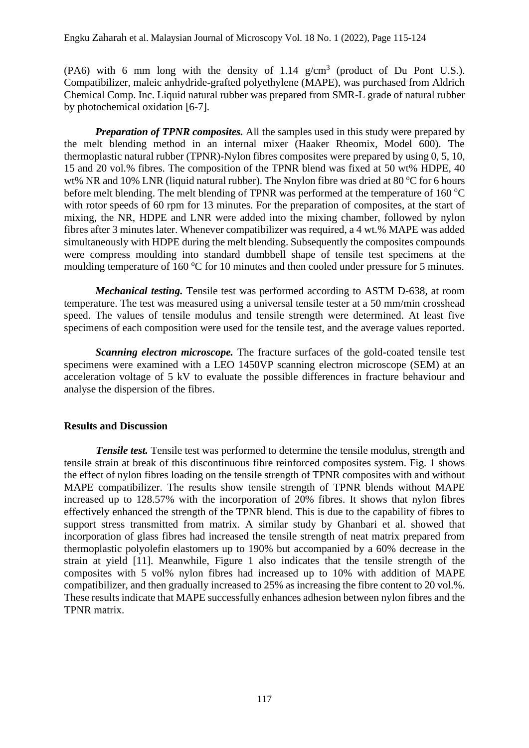(PA6) with 6 mm long with the density of 1.14 g/cm$^3$ (product of Du Pont U.S.). Compatibilizer, maleic anhydride-grafted polyethylene (MAPE), was purchased from Aldrich Chemical Comp. Inc. Liquid natural rubber was prepared from SMR-L grade of natural rubber by photochemical oxidation [6-7].

***Preparation of TPNR composites.*** All the samples used in this study were prepared by the melt blending method in an internal mixer (Haaker Rheomix, Model 600). The thermoplastic natural rubber (TPNR)-Nylon fibres composites were prepared by using 0, 5, 10, 15 and 20 vol.% fibres. The composition of the TPNR blend was fixed at 50 wt% HDPE, 40 wt% NR and 10% LNR (liquid natural rubber). The ~~N~~nylon fibre was dried at 80 °C for 6 hours before melt blending. The melt blending of TPNR was performed at the temperature of 160 °C with rotor speeds of 60 rpm for 13 minutes. For the preparation of composites, at the start of mixing, the NR, HDPE and LNR were added into the mixing chamber, followed by nylon fibres after 3 minutes later. Whenever compatibilizer was required, a 4 wt.% MAPE was added simultaneously with HDPE during the melt blending. Subsequently the composites compounds were compress moulding into standard dumbbell shape of tensile test specimens at the moulding temperature of 160 °C for 10 minutes and then cooled under pressure for 5 minutes.

***Mechanical testing.*** Tensile test was performed according to ASTM D-638, at room temperature. The test was measured using a universal tensile tester at a 50 mm/min crosshead speed. The values of tensile modulus and tensile strength were determined. At least five specimens of each composition were used for the tensile test, and the average values reported.

***Scanning electron microscope.*** The fracture surfaces of the gold-coated tensile test specimens were examined with a LEO 1450VP scanning electron microscope (SEM) at an acceleration voltage of 5 kV to evaluate the possible differences in fracture behaviour and analyse the dispersion of the fibres.

## Results and Discussion

***Tensile test.*** Tensile test was performed to determine the tensile modulus, strength and tensile strain at break of this discontinuous fibre reinforced composites system. Fig. 1 shows the effect of nylon fibres loading on the tensile strength of TPNR composites with and without MAPE compatibilizer. The results show tensile strength of TPNR blends without MAPE increased up to 128.57% with the incorporation of 20% fibres. It shows that nylon fibres effectively enhanced the strength of the TPNR blend. This is due to the capability of fibres to support stress transmitted from matrix. A similar study by Ghanbari et al. showed that incorporation of glass fibres had increased the tensile strength of neat matrix prepared from thermoplastic polyolefin elastomers up to 190% but accompanied by a 60% decrease in the strain at yield [11]. Meanwhile, Figure 1 also indicates that the tensile strength of the composites with 5 vol% nylon fibres had increased up to 10% with addition of MAPE compatibilizer, and then gradually increased to 25% as increasing the fibre content to 20 vol.%. These results indicate that MAPE successfully enhances adhesion between nylon fibres and the TPNR matrix.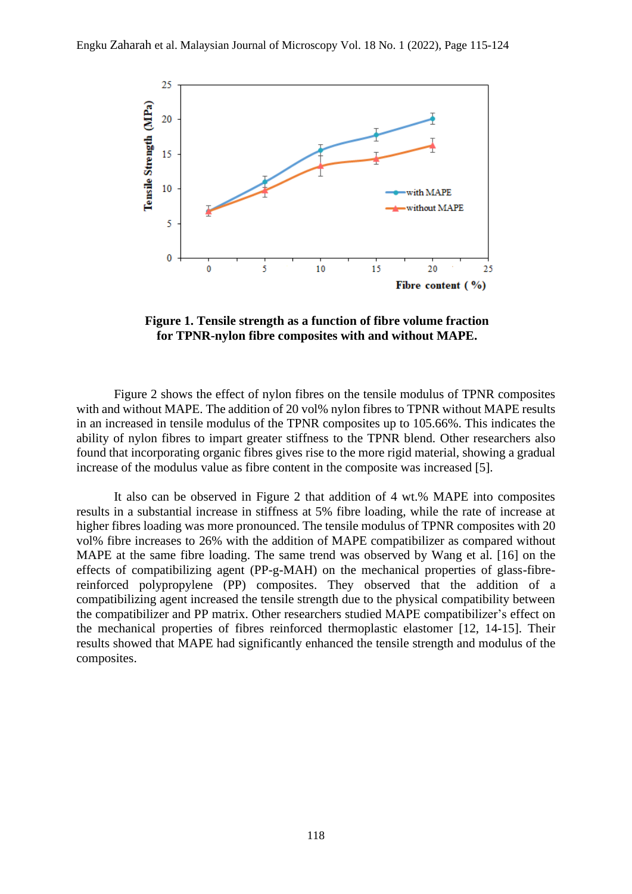**Figure 1. Tensile strength as a function of fibre volume fraction for TPNR-nylon fibre composites with and without MAPE.**

Figure 2 shows the effect of nylon fibres on the tensile modulus of TPNR composites with and without MAPE. The addition of 20 vol% nylon fibres to TPNR without MAPE results in an increased in tensile modulus of the TPNR composites up to 105.66%. This indicates the ability of nylon fibres to impart greater stiffness to the TPNR blend. Other researchers also found that incorporating organic fibres gives rise to the more rigid material, showing a gradual increase of the modulus value as fibre content in the composite was increased [5].

It also can be observed in Figure 2 that addition of 4 wt.% MAPE into composites results in a substantial increase in stiffness at 5% fibre loading, while the rate of increase at higher fibres loading was more pronounced. The tensile modulus of TPNR composites with 20 vol% fibre increases to 26% with the addition of MAPE compatibilizer as compared without MAPE at the same fibre loading. The same trend was observed by Wang et al. [16] on the effects of compatibilizing agent (PP-g-MAH) on the mechanical properties of glass-fibre-reinforced polypropylene (PP) composites. They observed that the addition of a compatibilizing agent increased the tensile strength due to the physical compatibility between the compatibilizer and PP matrix. Other researchers studied MAPE compatibilizer's effect on the mechanical properties of fibres reinforced thermoplastic elastomer [12, 14-15]. Their results showed that MAPE had significantly enhanced the tensile strength and modulus of the composites.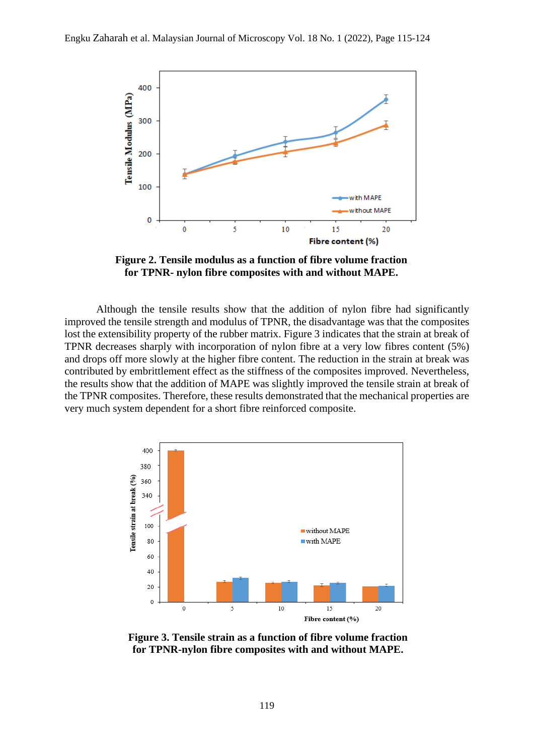**Figure 2. Tensile modulus as a function of fibre volume fraction for TPNR- nylon fibre composites with and without MAPE.**

Although the tensile results show that the addition of nylon fibre had significantly improved the tensile strength and modulus of TPNR, the disadvantage was that the composites lost the extensibility property of the rubber matrix. Figure 3 indicates that the strain at break of TPNR decreases sharply with incorporation of nylon fibre at a very low fibres content (5%) and drops off more slowly at the higher fibre content. The reduction in the strain at break was contributed by embrittlement effect as the stiffness of the composites improved. Nevertheless, the results show that the addition of MAPE was slightly improved the tensile strain at break of the TPNR composites. Therefore, these results demonstrated that the mechanical properties are very much system dependent for a short fibre reinforced composite.

**Figure 3. Tensile strain as a function of fibre volume fraction for TPNR-nylon fibre composites with and without MAPE.**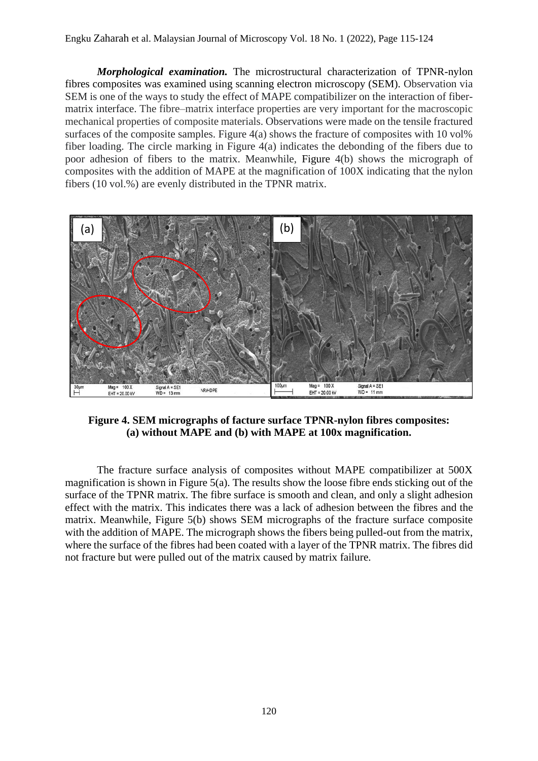*Morphological examination.* The microstructural characterization of TPNR-nylon fibres composites was examined using scanning electron microscopy (SEM). Observation via SEM is one of the ways to study the effect of MAPE compatibilizer on the interaction of fiber-matrix interface. The fibre–matrix interface properties are very important for the macroscopic mechanical properties of composite materials. Observations were made on the tensile fractured surfaces of the composite samples. Figure 4(a) shows the fracture of composites with 10 vol% fiber loading. The circle marking in Figure 4(a) indicates the debonding of the fibers due to poor adhesion of fibers to the matrix. Meanwhile, Figure 4(b) shows the micrograph of composites with the addition of MAPE at the magnification of 100X indicating that the nylon fibers (10 vol.%) are evenly distributed in the TPNR matrix.

**Figure 4. SEM micrographs of facture surface TPNR-nylon fibres composites: (a) without MAPE and (b) with MAPE at 100x magnification.**

The fracture surface analysis of composites without MAPE compatibilizer at 500X magnification is shown in Figure 5(a). The results show the loose fibre ends sticking out of the surface of the TPNR matrix. The fibre surface is smooth and clean, and only a slight adhesion effect with the matrix. This indicates there was a lack of adhesion between the fibres and the matrix. Meanwhile, Figure 5(b) shows SEM micrographs of the fracture surface composite with the addition of MAPE. The micrograph shows the fibers being pulled-out from the matrix, where the surface of the fibres had been coated with a layer of the TPNR matrix. The fibres did not fracture but were pulled out of the matrix caused by matrix failure.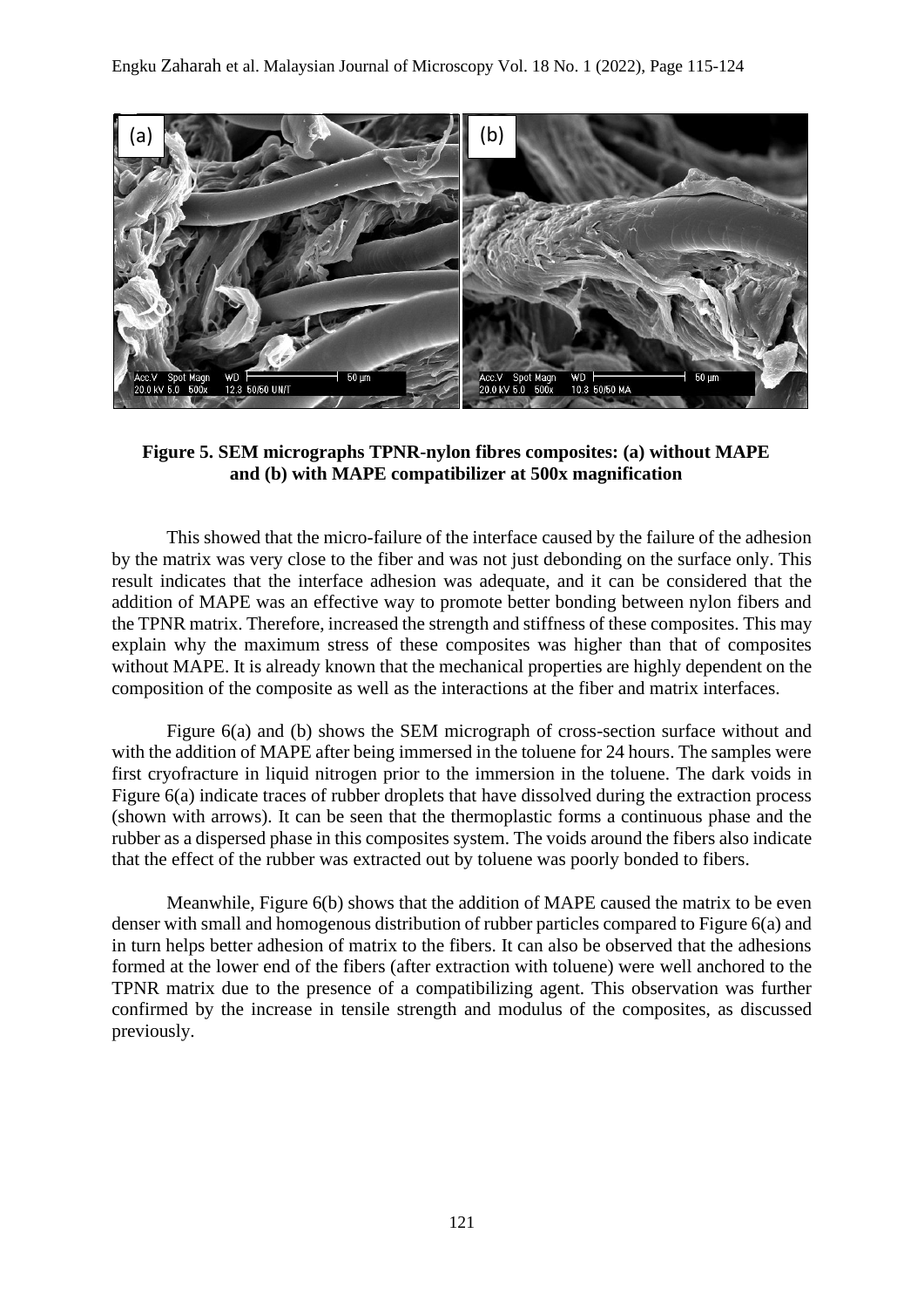**Figure 5. SEM micrographs TPNR-nylon fibres composites: (a) without MAPE and (b) with MAPE compatibilizer at 500x magnification**

This showed that the micro-failure of the interface caused by the failure of the adhesion by the matrix was very close to the fiber and was not just debonding on the surface only. This result indicates that the interface adhesion was adequate, and it can be considered that the addition of MAPE was an effective way to promote better bonding between nylon fibers and the TPNR matrix. Therefore, increased the strength and stiffness of these composites. This may explain why the maximum stress of these composites was higher than that of composites without MAPE. It is already known that the mechanical properties are highly dependent on the composition of the composite as well as the interactions at the fiber and matrix interfaces.

Figure 6(a) and (b) shows the SEM micrograph of cross-section surface without and with the addition of MAPE after being immersed in the toluene for 24 hours. The samples were first cryofracture in liquid nitrogen prior to the immersion in the toluene. The dark voids in Figure 6(a) indicate traces of rubber droplets that have dissolved during the extraction process (shown with arrows). It can be seen that the thermoplastic forms a continuous phase and the rubber as a dispersed phase in this composites system. The voids around the fibers also indicate that the effect of the rubber was extracted out by toluene was poorly bonded to fibers.

Meanwhile, Figure 6(b) shows that the addition of MAPE caused the matrix to be even denser with small and homogenous distribution of rubber particles compared to Figure 6(a) and in turn helps better adhesion of matrix to the fibers. It can also be observed that the adhesions formed at the lower end of the fibers (after extraction with toluene) were well anchored to the TPNR matrix due to the presence of a compatibilizing agent. This observation was further confirmed by the increase in tensile strength and modulus of the composites, as discussed previously.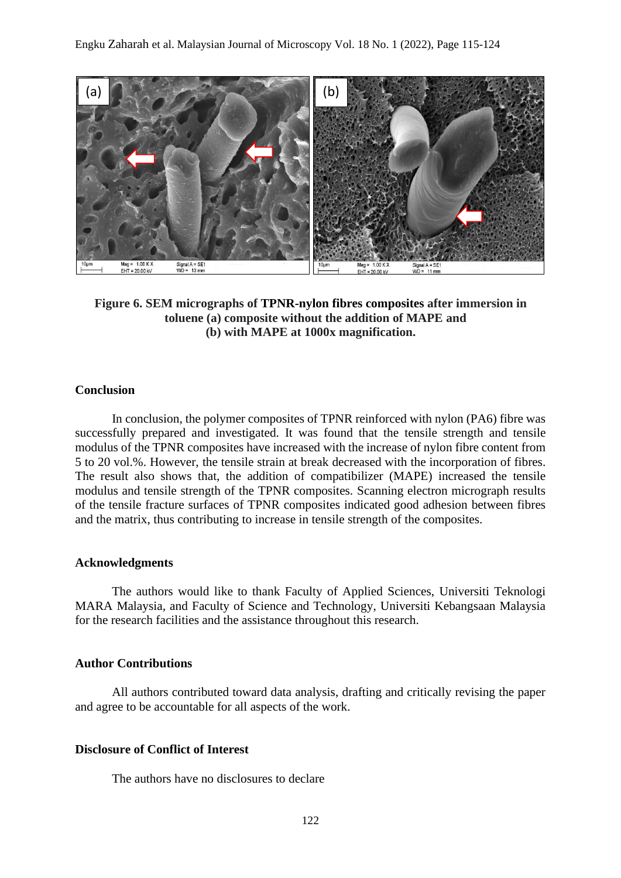**Figure 6. SEM micrographs of TPNR-nylon fibres composites after immersion in toluene (a) composite without the addition of MAPE and (b) with MAPE at 1000x magnification.**

## Conclusion

In conclusion, the polymer composites of TPNR reinforced with nylon (PA6) fibre was successfully prepared and investigated. It was found that the tensile strength and tensile modulus of the TPNR composites have increased with the increase of nylon fibre content from 5 to 20 vol.%. However, the tensile strain at break decreased with the incorporation of fibres. The result also shows that, the addition of compatibilizer (MAPE) increased the tensile modulus and tensile strength of the TPNR composites. Scanning electron micrograph results of the tensile fracture surfaces of TPNR composites indicated good adhesion between fibres and the matrix, thus contributing to increase in tensile strength of the composites.

## Acknowledgments

The authors would like to thank Faculty of Applied Sciences, Universiti Teknologi MARA Malaysia, and Faculty of Science and Technology, Universiti Kebangsaan Malaysia for the research facilities and the assistance throughout this research.

## Author Contributions

All authors contributed toward data analysis, drafting and critically revising the paper and agree to be accountable for all aspects of the work.

## Disclosure of Conflict of Interest

The authors have no disclosures to declare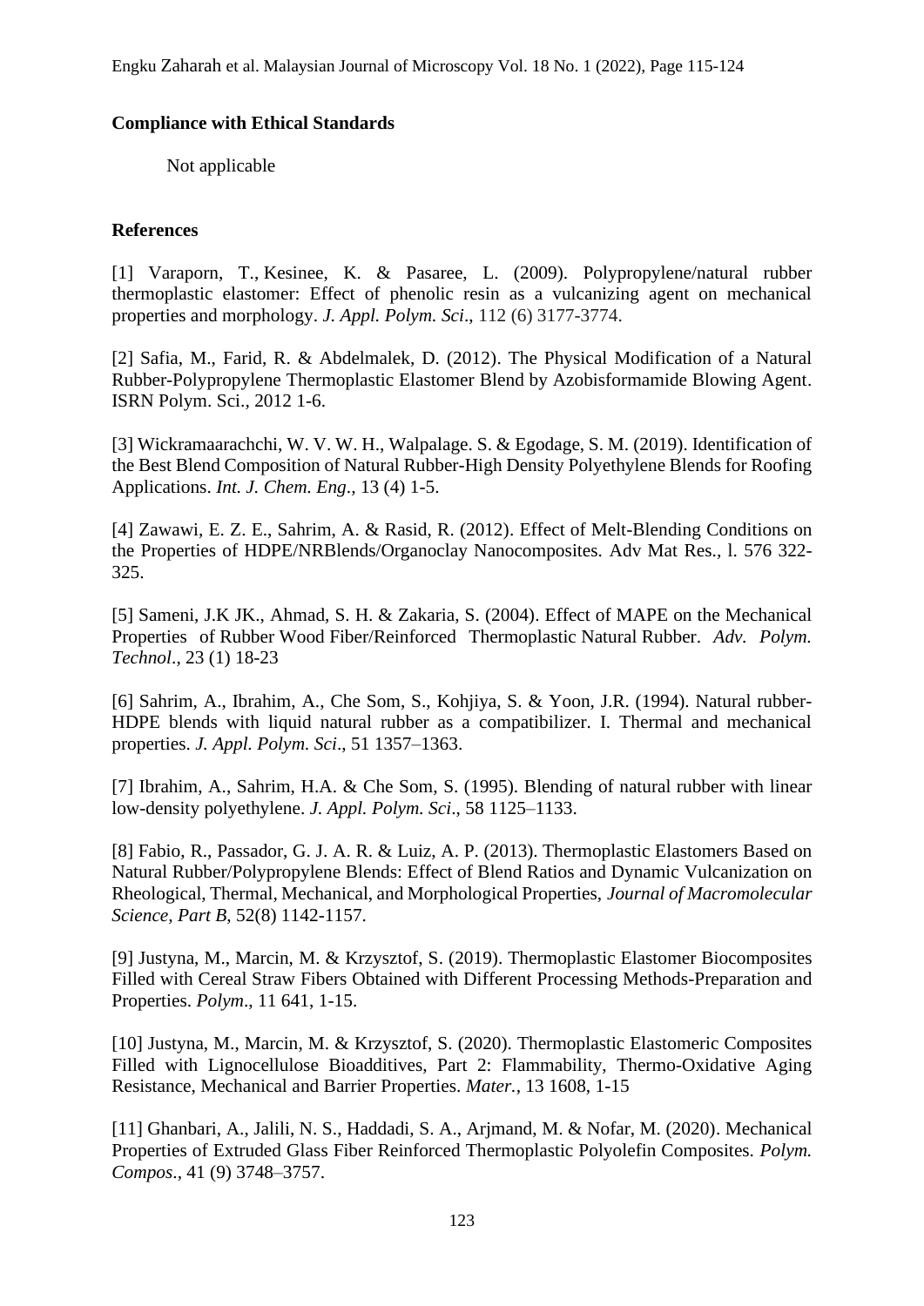**Compliance with Ethical Standards**

Not applicable

**References**

[1] Varaporn, T., Kesinee, K. & Pasaree, L. (2009). Polypropylene/natural rubber thermoplastic elastomer: Effect of phenolic resin as a vulcanizing agent on mechanical properties and morphology. *J. Appl. Polym. Sci*., 112 (6) 3177-3774.

[2] Safia, M., Farid, R. & Abdelmalek, D. (2012). The Physical Modification of a Natural Rubber-Polypropylene Thermoplastic Elastomer Blend by Azobisformamide Blowing Agent. ISRN Polym. Sci., 2012 1-6.

[3] Wickramaarachchi, W. V. W. H., Walpalage. S. & Egodage, S. M. (2019). Identification of the Best Blend Composition of Natural Rubber-High Density Polyethylene Blends for Roofing Applications. *Int. J. Chem. Eng*., 13 (4) 1-5.

[4] Zawawi, E. Z. E., Sahrim, A. & Rasid, R. (2012). Effect of Melt-Blending Conditions on the Properties of HDPE/NRBlends/Organoclay Nanocomposites. Adv Mat Res., l. 576 322-325.

[5] Sameni, J.K JK., Ahmad, S. H. & Zakaria, S. (2004). Effect of MAPE on the Mechanical Properties of Rubber Wood Fiber/Reinforced Thermoplastic Natural Rubber. *Adv. Polym. Technol*., 23 (1) 18-23

[6] Sahrim, A., Ibrahim, A., Che Som, S., Kohjiya, S. & Yoon, J.R. (1994). Natural rubber-HDPE blends with liquid natural rubber as a compatibilizer. I. Thermal and mechanical properties. *J. Appl. Polym. Sci*., 51 1357–1363.

[7] Ibrahim, A., Sahrim, H.A. & Che Som, S. (1995). Blending of natural rubber with linear low-density polyethylene. *J. Appl. Polym. Sci*., 58 1125–1133.

[8] Fabio, R., Passador, G. J. A. R. & Luiz, A. P. (2013). Thermoplastic Elastomers Based on Natural Rubber/Polypropylene Blends: Effect of Blend Ratios and Dynamic Vulcanization on Rheological, Thermal, Mechanical, and Morphological Properties, *Journal of Macromolecular Science, Part B*, 52(8) 1142-1157.

[9] Justyna, M., Marcin, M. & Krzysztof, S. (2019). Thermoplastic Elastomer Biocomposites Filled with Cereal Straw Fibers Obtained with Different Processing Methods-Preparation and Properties. *Polym*., 11 641, 1-15.

[10] Justyna, M., Marcin, M. & Krzysztof, S. (2020). Thermoplastic Elastomeric Composites Filled with Lignocellulose Bioadditives, Part 2: Flammability, Thermo-Oxidative Aging Resistance, Mechanical and Barrier Properties. *Mater.*, 13 1608, 1-15

[11] Ghanbari, A., Jalili, N. S., Haddadi, S. A., Arjmand, M. & Nofar, M. (2020). Mechanical Properties of Extruded Glass Fiber Reinforced Thermoplastic Polyolefin Composites. *Polym. Compos*., 41 (9) 3748–3757.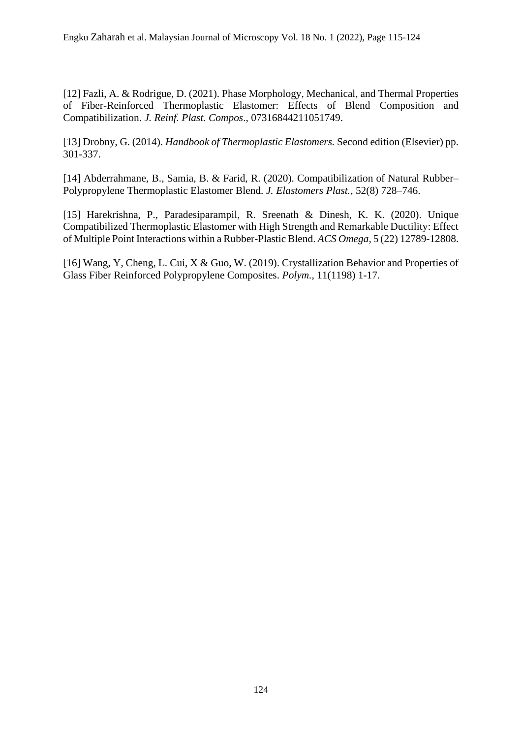[12] Fazli, A. & Rodrigue, D. (2021). Phase Morphology, Mechanical, and Thermal Properties of Fiber-Reinforced Thermoplastic Elastomer: Effects of Blend Composition and Compatibilization. *J. Reinf. Plast. Compos*., 07316844211051749.

[13] Drobny, G. (2014). *Handbook of Thermoplastic Elastomers.* Second edition (Elsevier) pp. 301-337.

[14] Abderrahmane, B., Samia, B. & Farid, R. (2020). Compatibilization of Natural Rubber–Polypropylene Thermoplastic Elastomer Blend. *J. Elastomers Plast.*, 52(8) 728–746.

[15] Harekrishna, P., Paradesiparampil, R. Sreenath & Dinesh, K. K. (2020). Unique Compatibilized Thermoplastic Elastomer with High Strength and Remarkable Ductility: Effect of Multiple Point Interactions within a Rubber-Plastic Blend. *ACS Omega*, 5 (22) 12789-12808.

[16] Wang, Y, Cheng, L. Cui, X & Guo, W. (2019). Crystallization Behavior and Properties of Glass Fiber Reinforced Polypropylene Composites. *Polym.,* 11(1198) 1-17.